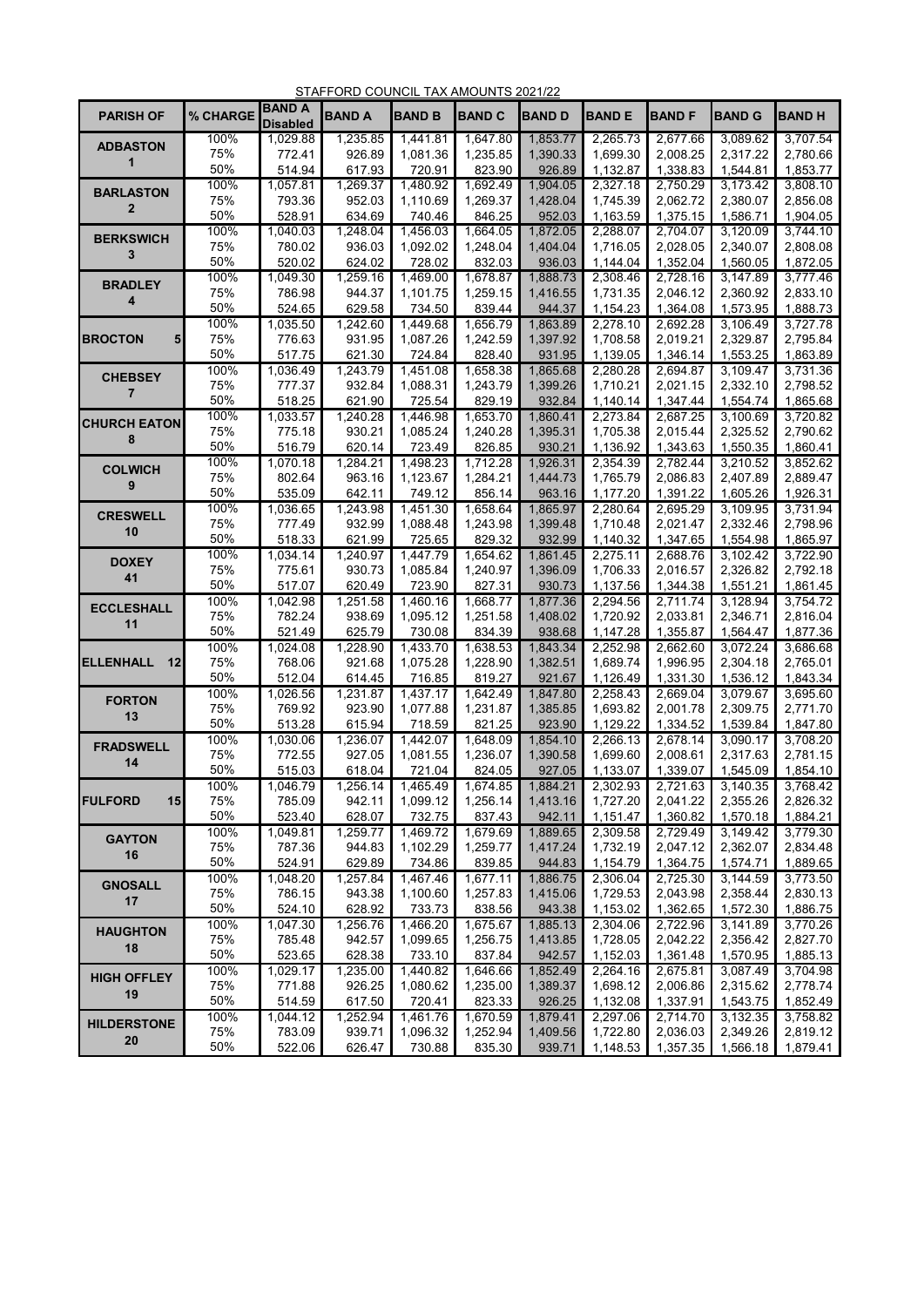STAFFORD COUNCIL TAX AMOUNTS 2021/22

| PARISH OF | % CHARGE | BAND A Disabled | BAND A | BAND B | BAND C | BAND D | BAND E | BAND F | BAND G | BAND H |
|---|---|---|---|---|---|---|---|---|---|---|
| ADBASTON 1 | 100% | 1,029.88 | 1,235.85 | 1,441.81 | 1,647.80 | 1,853.77 | 2,265.73 | 2,677.66 | 3,089.62 | 3,707.54 |
| | 75% | 772.41 | 926.89 | 1,081.36 | 1,235.85 | 1,390.33 | 1,699.30 | 2,008.25 | 2,317.22 | 2,780.66 |
| | 50% | 514.94 | 617.93 | 720.91 | 823.90 | 926.89 | 1,132.87 | 1,338.83 | 1,544.81 | 1,853.77 |
| BARLASTON 2 | 100% | 1,057.81 | 1,269.37 | 1,480.92 | 1,692.49 | 1,904.05 | 2,327.18 | 2,750.29 | 3,173.42 | 3,808.10 |
| | 75% | 793.36 | 952.03 | 1,110.69 | 1,269.37 | 1,428.04 | 1,745.39 | 2,062.72 | 2,380.07 | 2,856.08 |
| | 50% | 528.91 | 634.69 | 740.46 | 846.25 | 952.03 | 1,163.59 | 1,375.15 | 1,586.71 | 1,904.05 |
| BERKSWICH 3 | 100% | 1,040.03 | 1,248.04 | 1,456.03 | 1,664.05 | 1,872.05 | 2,288.07 | 2,704.07 | 3,120.09 | 3,744.10 |
| | 75% | 780.02 | 936.03 | 1,092.02 | 1,248.04 | 1,404.04 | 1,716.05 | 2,028.05 | 2,340.07 | 2,808.08 |
| | 50% | 520.02 | 624.02 | 728.02 | 832.03 | 936.03 | 1,144.04 | 1,352.04 | 1,560.05 | 1,872.05 |
| BRADLEY 4 | 100% | 1,049.30 | 1,259.16 | 1,469.00 | 1,678.87 | 1,888.73 | 2,308.46 | 2,728.16 | 3,147.89 | 3,777.46 |
| | 75% | 786.98 | 944.37 | 1,101.75 | 1,259.15 | 1,416.55 | 1,731.35 | 2,046.12 | 2,360.92 | 2,833.10 |
| | 50% | 524.65 | 629.58 | 734.50 | 839.44 | 944.37 | 1,154.23 | 1,364.08 | 1,573.95 | 1,888.73 |
| BROCTON 5 | 100% | 1,035.50 | 1,242.60 | 1,449.68 | 1,656.79 | 1,863.89 | 2,278.10 | 2,692.28 | 3,106.49 | 3,727.78 |
| | 75% | 776.63 | 931.95 | 1,087.26 | 1,242.59 | 1,397.92 | 1,708.58 | 2,019.21 | 2,329.87 | 2,795.84 |
| | 50% | 517.75 | 621.30 | 724.84 | 828.40 | 931.95 | 1,139.05 | 1,346.14 | 1,553.25 | 1,863.89 |
| CHEBSEY 7 | 100% | 1,036.49 | 1,243.79 | 1,451.08 | 1,658.38 | 1,865.68 | 2,280.28 | 2,694.87 | 3,109.47 | 3,731.36 |
| | 75% | 777.37 | 932.84 | 1,088.31 | 1,243.79 | 1,399.26 | 1,710.21 | 2,021.15 | 2,332.10 | 2,798.52 |
| | 50% | 518.25 | 621.90 | 725.54 | 829.19 | 932.84 | 1,140.14 | 1,347.44 | 1,554.74 | 1,865.68 |
| CHURCH EATON 8 | 100% | 1,033.57 | 1,240.28 | 1,446.98 | 1,653.70 | 1,860.41 | 2,273.84 | 2,687.25 | 3,100.69 | 3,720.82 |
| | 75% | 775.18 | 930.21 | 1,085.24 | 1,240.28 | 1,395.31 | 1,705.38 | 2,015.44 | 2,325.52 | 2,790.62 |
| | 50% | 516.79 | 620.14 | 723.49 | 826.85 | 930.21 | 1,136.92 | 1,343.63 | 1,550.35 | 1,860.41 |
| COLWICH 9 | 100% | 1,070.18 | 1,284.21 | 1,498.23 | 1,712.28 | 1,926.31 | 2,354.39 | 2,782.44 | 3,210.52 | 3,852.62 |
| | 75% | 802.64 | 963.16 | 1,123.67 | 1,284.21 | 1,444.73 | 1,765.79 | 2,086.83 | 2,407.89 | 2,889.47 |
| | 50% | 535.09 | 642.11 | 749.12 | 856.14 | 963.16 | 1,177.20 | 1,391.22 | 1,605.26 | 1,926.31 |
| CRESWELL 10 | 100% | 1,036.65 | 1,243.98 | 1,451.30 | 1,658.64 | 1,865.97 | 2,280.64 | 2,695.29 | 3,109.95 | 3,731.94 |
| | 75% | 777.49 | 932.99 | 1,088.48 | 1,243.98 | 1,399.48 | 1,710.48 | 2,021.47 | 2,332.46 | 2,798.96 |
| | 50% | 518.33 | 621.99 | 725.65 | 829.32 | 932.99 | 1,140.32 | 1,347.65 | 1,554.98 | 1,865.97 |
| DOXEY 41 | 100% | 1,034.14 | 1,240.97 | 1,447.79 | 1,654.62 | 1,861.45 | 2,275.11 | 2,688.76 | 3,102.42 | 3,722.90 |
| | 75% | 775.61 | 930.73 | 1,085.84 | 1,240.97 | 1,396.09 | 1,706.33 | 2,016.57 | 2,326.82 | 2,792.18 |
| | 50% | 517.07 | 620.49 | 723.90 | 827.31 | 930.73 | 1,137.56 | 1,344.38 | 1,551.21 | 1,861.45 |
| ECCLESHALL 11 | 100% | 1,042.98 | 1,251.58 | 1,460.16 | 1,668.77 | 1,877.36 | 2,294.56 | 2,711.74 | 3,128.94 | 3,754.72 |
| | 75% | 782.24 | 938.69 | 1,095.12 | 1,251.58 | 1,408.02 | 1,720.92 | 2,033.81 | 2,346.71 | 2,816.04 |
| | 50% | 521.49 | 625.79 | 730.08 | 834.39 | 938.68 | 1,147.28 | 1,355.87 | 1,564.47 | 1,877.36 |
| ELLENHALL 12 | 100% | 1,024.08 | 1,228.90 | 1,433.70 | 1,638.53 | 1,843.34 | 2,252.98 | 2,662.60 | 3,072.24 | 3,686.68 |
| | 75% | 768.06 | 921.68 | 1,075.28 | 1,228.90 | 1,382.51 | 1,689.74 | 1,996.95 | 2,304.18 | 2,765.01 |
| | 50% | 512.04 | 614.45 | 716.85 | 819.27 | 921.67 | 1,126.49 | 1,331.30 | 1,536.12 | 1,843.34 |
| FORTON 13 | 100% | 1,026.56 | 1,231.87 | 1,437.17 | 1,642.49 | 1,847.80 | 2,258.43 | 2,669.04 | 3,079.67 | 3,695.60 |
| | 75% | 769.92 | 923.90 | 1,077.88 | 1,231.87 | 1,385.85 | 1,693.82 | 2,001.78 | 2,309.75 | 2,771.70 |
| | 50% | 513.28 | 615.94 | 718.59 | 821.25 | 923.90 | 1,129.22 | 1,334.52 | 1,539.84 | 1,847.80 |
| FRADSWELL 14 | 100% | 1,030.06 | 1,236.07 | 1,442.07 | 1,648.09 | 1,854.10 | 2,266.13 | 2,678.14 | 3,090.17 | 3,708.20 |
| | 75% | 772.55 | 927.05 | 1,081.55 | 1,236.07 | 1,390.58 | 1,699.60 | 2,008.61 | 2,317.63 | 2,781.15 |
| | 50% | 515.03 | 618.04 | 721.04 | 824.05 | 927.05 | 1,133.07 | 1,339.07 | 1,545.09 | 1,854.10 |
| FULFORD 15 | 100% | 1,046.79 | 1,256.14 | 1,465.49 | 1,674.85 | 1,884.21 | 2,302.93 | 2,721.63 | 3,140.35 | 3,768.42 |
| | 75% | 785.09 | 942.11 | 1,099.12 | 1,256.14 | 1,413.16 | 1,727.20 | 2,041.22 | 2,355.26 | 2,826.32 |
| | 50% | 523.40 | 628.07 | 732.75 | 837.43 | 942.11 | 1,151.47 | 1,360.82 | 1,570.18 | 1,884.21 |
| GAYTON 16 | 100% | 1,049.81 | 1,259.77 | 1,469.72 | 1,679.69 | 1,889.65 | 2,309.58 | 2,729.49 | 3,149.42 | 3,779.30 |
| | 75% | 787.36 | 944.83 | 1,102.29 | 1,259.77 | 1,417.24 | 1,732.19 | 2,047.12 | 2,362.07 | 2,834.48 |
| | 50% | 524.91 | 629.89 | 734.86 | 839.85 | 944.83 | 1,154.79 | 1,364.75 | 1,574.71 | 1,889.65 |
| GNOSALL 17 | 100% | 1,048.20 | 1,257.84 | 1,467.46 | 1,677.11 | 1,886.75 | 2,306.04 | 2,725.30 | 3,144.59 | 3,773.50 |
| | 75% | 786.15 | 943.38 | 1,100.60 | 1,257.83 | 1,415.06 | 1,729.53 | 2,043.98 | 2,358.44 | 2,830.13 |
| | 50% | 524.10 | 628.92 | 733.73 | 838.56 | 943.38 | 1,153.02 | 1,362.65 | 1,572.30 | 1,886.75 |
| HAUGHTON 18 | 100% | 1,047.30 | 1,256.76 | 1,466.20 | 1,675.67 | 1,885.13 | 2,304.06 | 2,722.96 | 3,141.89 | 3,770.26 |
| | 75% | 785.48 | 942.57 | 1,099.65 | 1,256.75 | 1,413.85 | 1,728.05 | 2,042.22 | 2,356.42 | 2,827.70 |
| | 50% | 523.65 | 628.38 | 733.10 | 837.84 | 942.57 | 1,152.03 | 1,361.48 | 1,570.95 | 1,885.13 |
| HIGH OFFLEY 19 | 100% | 1,029.17 | 1,235.00 | 1,440.82 | 1,646.66 | 1,852.49 | 2,264.16 | 2,675.81 | 3,087.49 | 3,704.98 |
| | 75% | 771.88 | 926.25 | 1,080.62 | 1,235.00 | 1,389.37 | 1,698.12 | 2,006.86 | 2,315.62 | 2,778.74 |
| | 50% | 514.59 | 617.50 | 720.41 | 823.33 | 926.25 | 1,132.08 | 1,337.91 | 1,543.75 | 1,852.49 |
| HILDERSTONE 20 | 100% | 1,044.12 | 1,252.94 | 1,461.76 | 1,670.59 | 1,879.41 | 2,297.06 | 2,714.70 | 3,132.35 | 3,758.82 |
| | 75% | 783.09 | 939.71 | 1,096.32 | 1,252.94 | 1,409.56 | 1,722.80 | 2,036.03 | 2,349.26 | 2,819.12 |
| | 50% | 522.06 | 626.47 | 730.88 | 835.30 | 939.71 | 1,148.53 | 1,357.35 | 1,566.18 | 1,879.41 |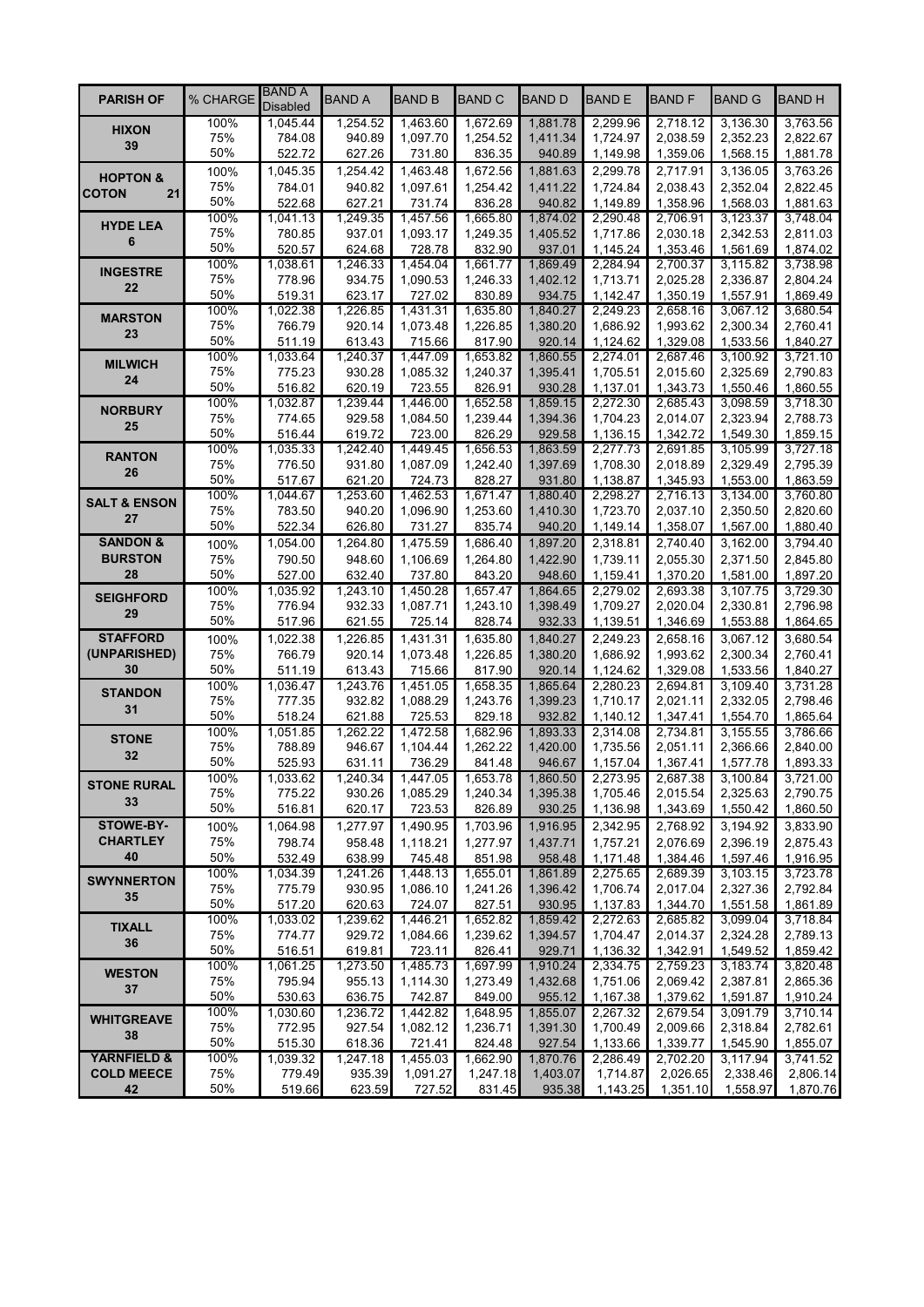| PARISH OF | % CHARGE | BAND A Disabled | BAND A | BAND B | BAND C | BAND D | BAND E | BAND F | BAND G | BAND H |
|---|---|---|---|---|---|---|---|---|---|---|
| HIXON 39 | 100% | 1,045.44 | 1,254.52 | 1,463.60 | 1,672.69 | 1,881.78 | 2,299.96 | 2,718.12 | 3,136.30 | 3,763.56 |
| | 75% | 784.08 | 940.89 | 1,097.70 | 1,254.52 | 1,411.34 | 1,724.97 | 2,038.59 | 2,352.23 | 2,822.67 |
| | 50% | 522.72 | 627.26 | 731.80 | 836.35 | 940.89 | 1,149.98 | 1,359.06 | 1,568.15 | 1,881.78 |
| HOPTON & COTON 21 | 100% | 1,045.35 | 1,254.42 | 1,463.48 | 1,672.56 | 1,881.63 | 2,299.78 | 2,717.91 | 3,136.05 | 3,763.26 |
| | 75% | 784.01 | 940.82 | 1,097.61 | 1,254.42 | 1,411.22 | 1,724.84 | 2,038.43 | 2,352.04 | 2,822.45 |
| | 50% | 522.68 | 627.21 | 731.74 | 836.28 | 940.82 | 1,149.89 | 1,358.96 | 1,568.03 | 1,881.63 |
| HYDE LEA 6 | 100% | 1,041.13 | 1,249.35 | 1,457.56 | 1,665.80 | 1,874.02 | 2,290.48 | 2,706.91 | 3,123.37 | 3,748.04 |
| | 75% | 780.85 | 937.01 | 1,093.17 | 1,249.35 | 1,405.52 | 1,717.86 | 2,030.18 | 2,342.53 | 2,811.03 |
| | 50% | 520.57 | 624.68 | 728.78 | 832.90 | 937.01 | 1,145.24 | 1,353.46 | 1,561.69 | 1,874.02 |
| INGESTRE 22 | 100% | 1,038.61 | 1,246.33 | 1,454.04 | 1,661.77 | 1,869.49 | 2,284.94 | 2,700.37 | 3,115.82 | 3,738.98 |
| | 75% | 778.96 | 934.75 | 1,090.53 | 1,246.33 | 1,402.12 | 1,713.71 | 2,025.28 | 2,336.87 | 2,804.24 |
| | 50% | 519.31 | 623.17 | 727.02 | 830.89 | 934.75 | 1,142.47 | 1,350.19 | 1,557.91 | 1,869.49 |
| MARSTON 23 | 100% | 1,022.38 | 1,226.85 | 1,431.31 | 1,635.80 | 1,840.27 | 2,249.23 | 2,658.16 | 3,067.12 | 3,680.54 |
| | 75% | 766.79 | 920.14 | 1,073.48 | 1,226.85 | 1,380.20 | 1,686.92 | 1,993.62 | 2,300.34 | 2,760.41 |
| | 50% | 511.19 | 613.43 | 715.66 | 817.90 | 920.14 | 1,124.62 | 1,329.08 | 1,533.56 | 1,840.27 |
| MILWICH 24 | 100% | 1,033.64 | 1,240.37 | 1,447.09 | 1,653.82 | 1,860.55 | 2,274.01 | 2,687.46 | 3,100.92 | 3,721.10 |
| | 75% | 775.23 | 930.28 | 1,085.32 | 1,240.37 | 1,395.41 | 1,705.51 | 2,015.60 | 2,325.69 | 2,790.83 |
| | 50% | 516.82 | 620.19 | 723.55 | 826.91 | 930.28 | 1,137.01 | 1,343.73 | 1,550.46 | 1,860.55 |
| NORBURY 25 | 100% | 1,032.87 | 1,239.44 | 1,446.00 | 1,652.58 | 1,859.15 | 2,272.30 | 2,685.43 | 3,098.59 | 3,718.30 |
| | 75% | 774.65 | 929.58 | 1,084.50 | 1,239.44 | 1,394.36 | 1,704.23 | 2,014.07 | 2,323.94 | 2,788.73 |
| | 50% | 516.44 | 619.72 | 723.00 | 826.29 | 929.58 | 1,136.15 | 1,342.72 | 1,549.30 | 1,859.15 |
| RANTON 26 | 100% | 1,035.33 | 1,242.40 | 1,449.45 | 1,656.53 | 1,863.59 | 2,277.73 | 2,691.85 | 3,105.99 | 3,727.18 |
| | 75% | 776.50 | 931.80 | 1,087.09 | 1,242.40 | 1,397.69 | 1,708.30 | 2,018.89 | 2,329.49 | 2,795.39 |
| | 50% | 517.67 | 621.20 | 724.73 | 828.27 | 931.80 | 1,138.87 | 1,345.93 | 1,553.00 | 1,863.59 |
| SALT & ENSON 27 | 100% | 1,044.67 | 1,253.60 | 1,462.53 | 1,671.47 | 1,880.40 | 2,298.27 | 2,716.13 | 3,134.00 | 3,760.80 |
| | 75% | 783.50 | 940.20 | 1,096.90 | 1,253.60 | 1,410.30 | 1,723.70 | 2,037.10 | 2,350.50 | 2,820.60 |
| | 50% | 522.34 | 626.80 | 731.27 | 835.74 | 940.20 | 1,149.14 | 1,358.07 | 1,567.00 | 1,880.40 |
| SANDON & BURSTON 28 | 100% | 1,054.00 | 1,264.80 | 1,475.59 | 1,686.40 | 1,897.20 | 2,318.81 | 2,740.40 | 3,162.00 | 3,794.40 |
| | 75% | 790.50 | 948.60 | 1,106.69 | 1,264.80 | 1,422.90 | 1,739.11 | 2,055.30 | 2,371.50 | 2,845.80 |
| | 50% | 527.00 | 632.40 | 737.80 | 843.20 | 948.60 | 1,159.41 | 1,370.20 | 1,581.00 | 1,897.20 |
| SEIGHFORD 29 | 100% | 1,035.92 | 1,243.10 | 1,450.28 | 1,657.47 | 1,864.65 | 2,279.02 | 2,693.38 | 3,107.75 | 3,729.30 |
| | 75% | 776.94 | 932.33 | 1,087.71 | 1,243.10 | 1,398.49 | 1,709.27 | 2,020.04 | 2,330.81 | 2,796.98 |
| | 50% | 517.96 | 621.55 | 725.14 | 828.74 | 932.33 | 1,139.51 | 1,346.69 | 1,553.88 | 1,864.65 |
| STAFFORD (UNPARISHED) 30 | 100% | 1,022.38 | 1,226.85 | 1,431.31 | 1,635.80 | 1,840.27 | 2,249.23 | 2,658.16 | 3,067.12 | 3,680.54 |
| | 75% | 766.79 | 920.14 | 1,073.48 | 1,226.85 | 1,380.20 | 1,686.92 | 1,993.62 | 2,300.34 | 2,760.41 |
| | 50% | 511.19 | 613.43 | 715.66 | 817.90 | 920.14 | 1,124.62 | 1,329.08 | 1,533.56 | 1,840.27 |
| STANDON 31 | 100% | 1,036.47 | 1,243.76 | 1,451.05 | 1,658.35 | 1,865.64 | 2,280.23 | 2,694.81 | 3,109.40 | 3,731.28 |
| | 75% | 777.35 | 932.82 | 1,088.29 | 1,243.76 | 1,399.23 | 1,710.17 | 2,021.11 | 2,332.05 | 2,798.46 |
| | 50% | 518.24 | 621.88 | 725.53 | 829.18 | 932.82 | 1,140.12 | 1,347.41 | 1,554.70 | 1,865.64 |
| STONE 32 | 100% | 1,051.85 | 1,262.22 | 1,472.58 | 1,682.96 | 1,893.33 | 2,314.08 | 2,734.81 | 3,155.55 | 3,786.66 |
| | 75% | 788.89 | 946.67 | 1,104.44 | 1,262.22 | 1,420.00 | 1,735.56 | 2,051.11 | 2,366.66 | 2,840.00 |
| | 50% | 525.93 | 631.11 | 736.29 | 841.48 | 946.67 | 1,157.04 | 1,367.41 | 1,577.78 | 1,893.33 |
| STONE RURAL 33 | 100% | 1,033.62 | 1,240.34 | 1,447.05 | 1,653.78 | 1,860.50 | 2,273.95 | 2,687.38 | 3,100.84 | 3,721.00 |
| | 75% | 775.22 | 930.26 | 1,085.29 | 1,240.34 | 1,395.38 | 1,705.46 | 2,015.54 | 2,325.63 | 2,790.75 |
| | 50% | 516.81 | 620.17 | 723.53 | 826.89 | 930.25 | 1,136.98 | 1,343.69 | 1,550.42 | 1,860.50 |
| STOWE-BY-CHARTLEY 40 | 100% | 1,064.98 | 1,277.97 | 1,490.95 | 1,703.96 | 1,916.95 | 2,342.95 | 2,768.92 | 3,194.92 | 3,833.90 |
| | 75% | 798.74 | 958.48 | 1,118.21 | 1,277.97 | 1,437.71 | 1,757.21 | 2,076.69 | 2,396.19 | 2,875.43 |
| | 50% | 532.49 | 638.99 | 745.48 | 851.98 | 958.48 | 1,171.48 | 1,384.46 | 1,597.46 | 1,916.95 |
| SWYNNERTON 35 | 100% | 1,034.39 | 1,241.26 | 1,448.13 | 1,655.01 | 1,861.89 | 2,275.65 | 2,689.39 | 3,103.15 | 3,723.78 |
| | 75% | 775.79 | 930.95 | 1,086.10 | 1,241.26 | 1,396.42 | 1,706.74 | 2,017.04 | 2,327.36 | 2,792.84 |
| | 50% | 517.20 | 620.63 | 724.07 | 827.51 | 930.95 | 1,137.83 | 1,344.70 | 1,551.58 | 1,861.89 |
| TIXALL 36 | 100% | 1,033.02 | 1,239.62 | 1,446.21 | 1,652.82 | 1,859.42 | 2,272.63 | 2,685.82 | 3,099.04 | 3,718.84 |
| | 75% | 774.77 | 929.72 | 1,084.66 | 1,239.62 | 1,394.57 | 1,704.47 | 2,014.37 | 2,324.28 | 2,789.13 |
| | 50% | 516.51 | 619.81 | 723.11 | 826.41 | 929.71 | 1,136.32 | 1,342.91 | 1,549.52 | 1,859.42 |
| WESTON 37 | 100% | 1,061.25 | 1,273.50 | 1,485.73 | 1,697.99 | 1,910.24 | 2,334.75 | 2,759.23 | 3,183.74 | 3,820.48 |
| | 75% | 795.94 | 955.13 | 1,114.30 | 1,273.49 | 1,432.68 | 1,751.06 | 2,069.42 | 2,387.81 | 2,865.36 |
| | 50% | 530.63 | 636.75 | 742.87 | 849.00 | 955.12 | 1,167.38 | 1,379.62 | 1,591.87 | 1,910.24 |
| WHITGREAVE 38 | 100% | 1,030.60 | 1,236.72 | 1,442.82 | 1,648.95 | 1,855.07 | 2,267.32 | 2,679.54 | 3,091.79 | 3,710.14 |
| | 75% | 772.95 | 927.54 | 1,082.12 | 1,236.71 | 1,391.30 | 1,700.49 | 2,009.66 | 2,318.84 | 2,782.61 |
| | 50% | 515.30 | 618.36 | 721.41 | 824.48 | 927.54 | 1,133.66 | 1,339.77 | 1,545.90 | 1,855.07 |
| YARNFIELD & COLD MEECE 42 | 100% | 1,039.32 | 1,247.18 | 1,455.03 | 1,662.90 | 1,870.76 | 2,286.49 | 2,702.20 | 3,117.94 | 3,741.52 |
| | 75% | 779.49 | 935.39 | 1,091.27 | 1,247.18 | 1,403.07 | 1,714.87 | 2,026.65 | 2,338.46 | 2,806.14 |
| | 50% | 519.66 | 623.59 | 727.52 | 831.45 | 935.38 | 1,143.25 | 1,351.10 | 1,558.97 | 1,870.76 |